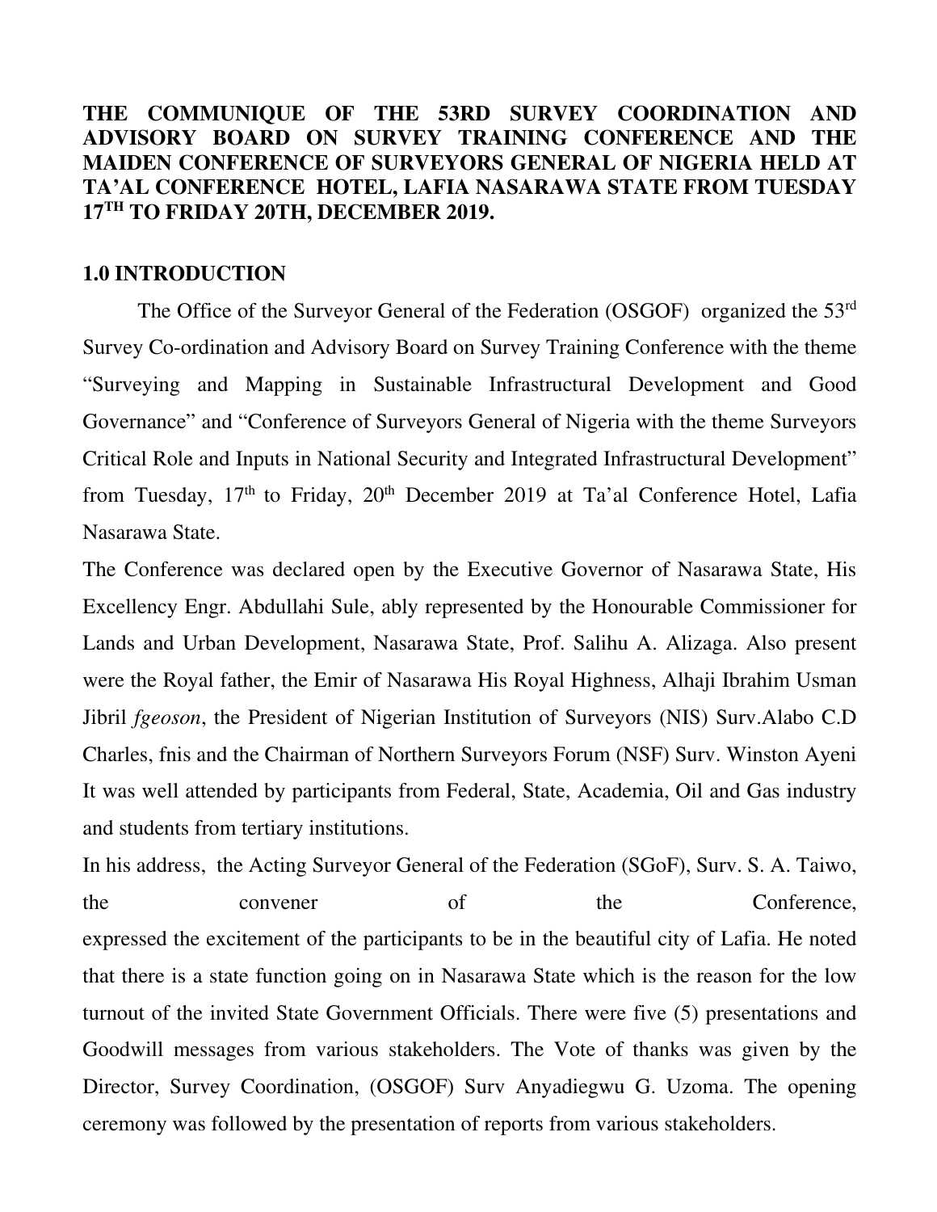# THE COMMUNIQUE OF THE 53RD SURVEY COORDINATION AND ADVISORY BOARD ON SURVEY TRAINING CONFERENCE AND THE MAIDEN CONFERENCE OF SURVEYORS GENERAL OF NIGERIA HELD AT TA'AL CONFERENCE HOTEL, LAFIA NASARAWA STATE FROM TUESDAY 17TH TO FRIDAY 20TH, DECEMBER 2019.

## 1.0 INTRODUCTION

The Office of the Surveyor General of the Federation (OSGOF) organized the 53rd Survey Co-ordination and Advisory Board on Survey Training Conference with the theme "Surveying and Mapping in Sustainable Infrastructural Development and Good Governance" and "Conference of Surveyors General of Nigeria with the theme Surveyors Critical Role and Inputs in National Security and Integrated Infrastructural Development" from Tuesday, 17th to Friday, 20th December 2019 at Ta'al Conference Hotel, Lafia Nasarawa State.

The Conference was declared open by the Executive Governor of Nasarawa State, His Excellency Engr. Abdullahi Sule, ably represented by the Honourable Commissioner for Lands and Urban Development, Nasarawa State, Prof. Salihu A. Alizaga. Also present were the Royal father, the Emir of Nasarawa His Royal Highness, Alhaji Ibrahim Usman Jibril *fgeoson*, the President of Nigerian Institution of Surveyors (NIS) Surv.Alabo C.D Charles, fnis and the Chairman of Northern Surveyors Forum (NSF) Surv. Winston Ayeni It was well attended by participants from Federal, State, Academia, Oil and Gas industry and students from tertiary institutions.

In his address, the Acting Surveyor General of the Federation (SGoF), Surv. S. A. Taiwo, the convener of the Conference, expressed the excitement of the participants to be in the beautiful city of Lafia. He noted that there is a state function going on in Nasarawa State which is the reason for the low turnout of the invited State Government Officials. There were five (5) presentations and Goodwill messages from various stakeholders. The Vote of thanks was given by the Director, Survey Coordination, (OSGOF) Surv Anyadiegwu G. Uzoma. The opening ceremony was followed by the presentation of reports from various stakeholders.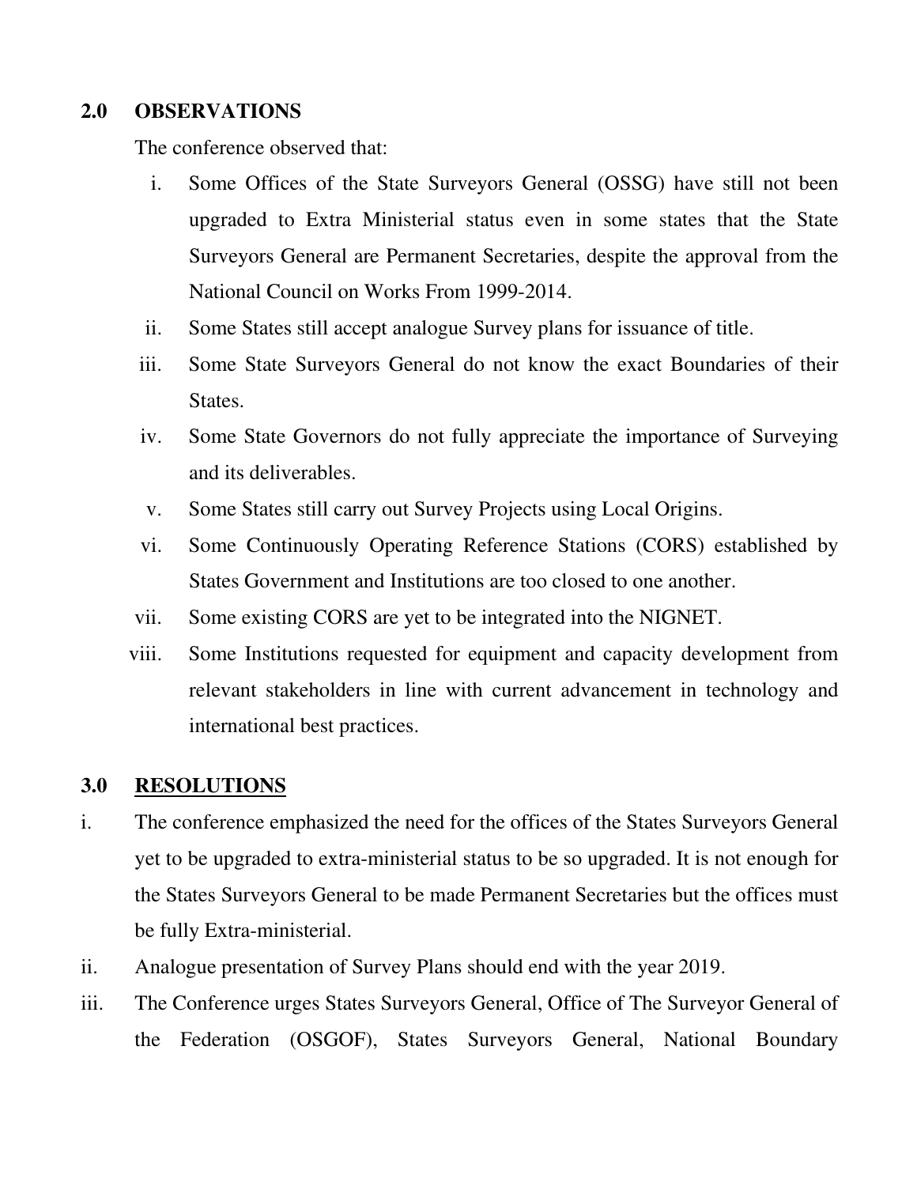## 2.0 OBSERVATIONS

The conference observed that:

i. Some Offices of the State Surveyors General (OSSG) have still not been upgraded to Extra Ministerial status even in some states that the State Surveyors General are Permanent Secretaries, despite the approval from the National Council on Works From 1999-2014.

ii. Some States still accept analogue Survey plans for issuance of title.

iii. Some State Surveyors General do not know the exact Boundaries of their States.

iv. Some State Governors do not fully appreciate the importance of Surveying and its deliverables.

v. Some States still carry out Survey Projects using Local Origins.

vi. Some Continuously Operating Reference Stations (CORS) established by States Government and Institutions are too closed to one another.

vii. Some existing CORS are yet to be integrated into the NIGNET.

viii. Some Institutions requested for equipment and capacity development from relevant stakeholders in line with current advancement in technology and international best practices.

## 3.0 RESOLUTIONS

i. The conference emphasized the need for the offices of the States Surveyors General yet to be upgraded to extra-ministerial status to be so upgraded. It is not enough for the States Surveyors General to be made Permanent Secretaries but the offices must be fully Extra-ministerial.

ii. Analogue presentation of Survey Plans should end with the year 2019.

iii. The Conference urges States Surveyors General, Office of The Surveyor General of the Federation (OSGOF), States Surveyors General, National Boundary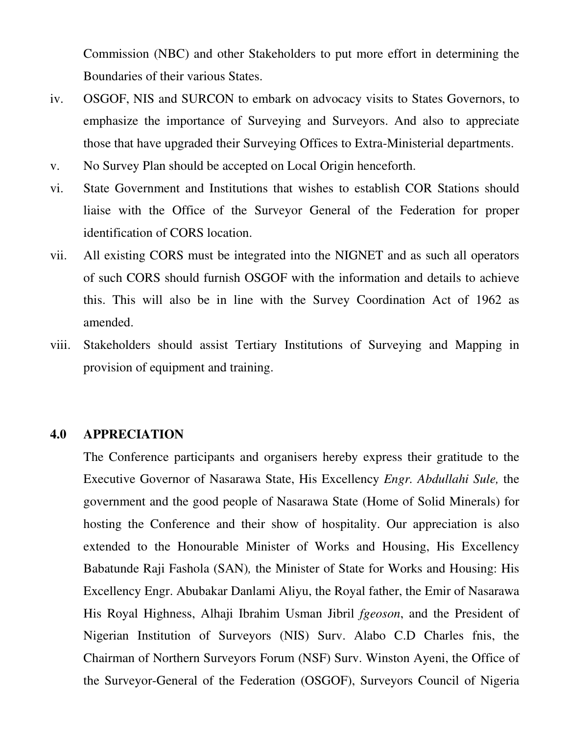Commission (NBC) and other Stakeholders to put more effort in determining the Boundaries of their various States.

iv. OSGOF, NIS and SURCON to embark on advocacy visits to States Governors, to emphasize the importance of Surveying and Surveyors. And also to appreciate those that have upgraded their Surveying Offices to Extra-Ministerial departments.

v. No Survey Plan should be accepted on Local Origin henceforth.

vi. State Government and Institutions that wishes to establish COR Stations should liaise with the Office of the Surveyor General of the Federation for proper identification of CORS location.

vii. All existing CORS must be integrated into the NIGNET and as such all operators of such CORS should furnish OSGOF with the information and details to achieve this. This will also be in line with the Survey Coordination Act of 1962 as amended.

viii. Stakeholders should assist Tertiary Institutions of Surveying and Mapping in provision of equipment and training.

## 4.0 APPRECIATION

The Conference participants and organisers hereby express their gratitude to the Executive Governor of Nasarawa State, His Excellency *Engr. Abdullahi Sule,* the government and the good people of Nasarawa State (Home of Solid Minerals) for hosting the Conference and their show of hospitality. Our appreciation is also extended to the Honourable Minister of Works and Housing, His Excellency Babatunde Raji Fashola (SAN)*,* the Minister of State for Works and Housing: His Excellency Engr. Abubakar Danlami Aliyu, the Royal father, the Emir of Nasarawa His Royal Highness, Alhaji Ibrahim Usman Jibril *fgeoson*, and the President of Nigerian Institution of Surveyors (NIS) Surv. Alabo C.D Charles fnis, the Chairman of Northern Surveyors Forum (NSF) Surv. Winston Ayeni, the Office of the Surveyor-General of the Federation (OSGOF), Surveyors Council of Nigeria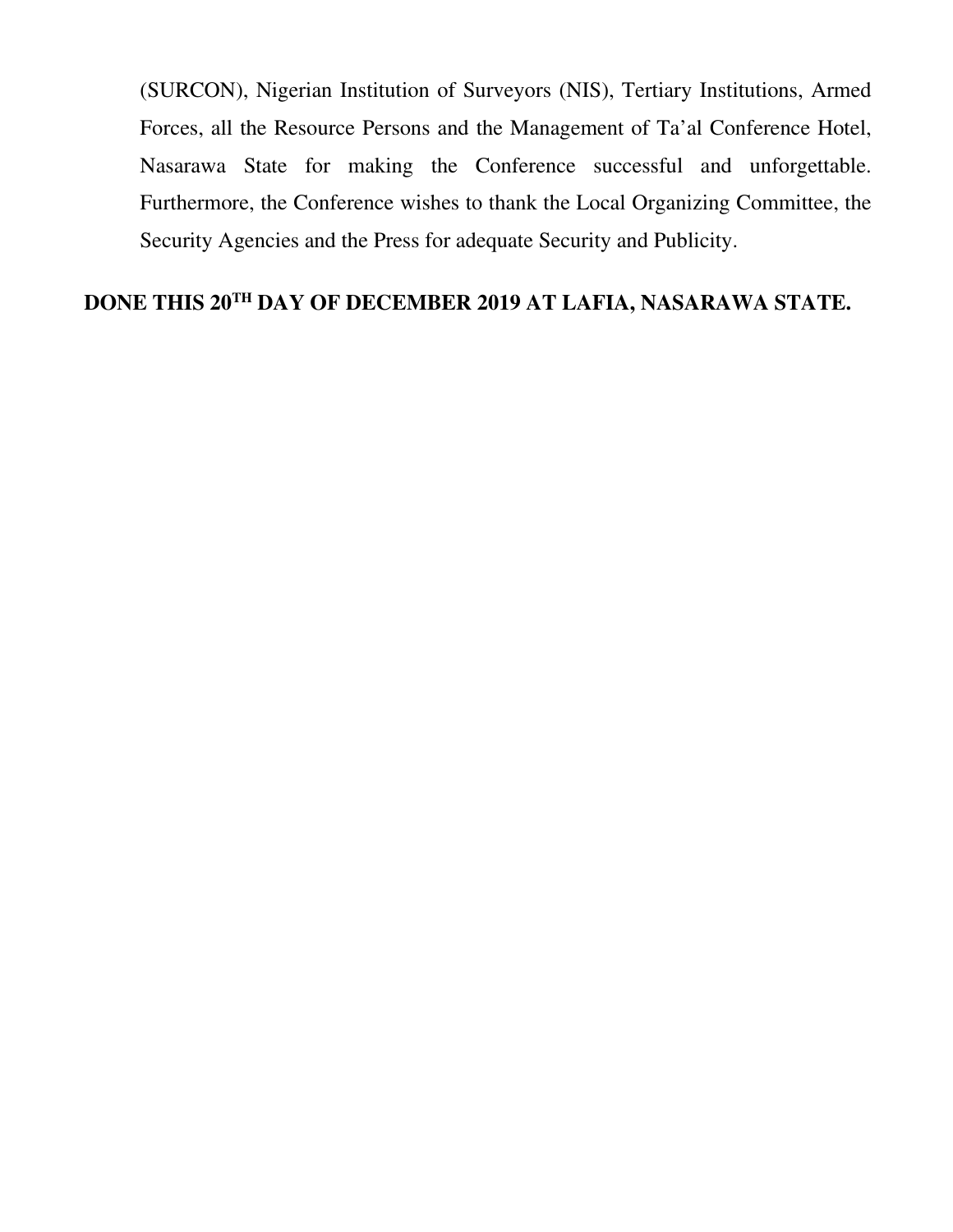(SURCON), Nigerian Institution of Surveyors (NIS), Tertiary Institutions, Armed Forces, all the Resource Persons and the Management of Ta'al Conference Hotel, Nasarawa State for making the Conference successful and unforgettable. Furthermore, the Conference wishes to thank the Local Organizing Committee, the Security Agencies and the Press for adequate Security and Publicity.

**DONE THIS 20$^{TH}$ DAY OF DECEMBER 2019 AT LAFIA, NASARAWA STATE.**